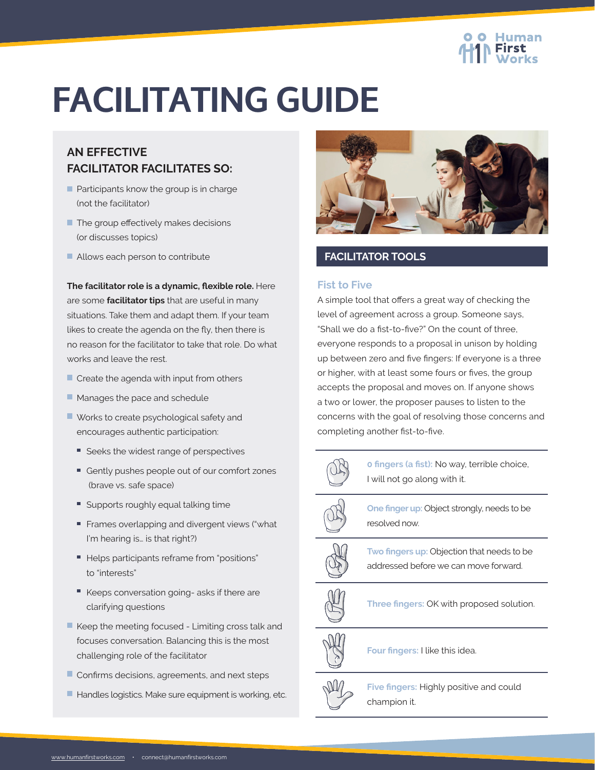# FACILITATING GUIDE

## AN EFFECTIVE FACILITATOR FACILITATES SO:

- Participants know the group is in charge (not the facilitator)
- The group effectively makes decisions (or discusses topics)
- Allows each person to contribute

**The facilitator role is a dynamic, flexible role.** Here are some **facilitator tips** that are useful in many situations. Take them and adapt them. If your team likes to create the agenda on the fly, then there is no reason for the facilitator to take that role. Do what works and leave the rest.

- Create the agenda with input from others
- Manages the pace and schedule
- Works to create psychological safety and encourages authentic participation:
  - Seeks the widest range of perspectives
  - Gently pushes people out of our comfort zones (brave vs. safe space)
  - Supports roughly equal talking time
  - Frames overlapping and divergent views ("what I'm hearing is… is that right?)
  - Helps participants reframe from "positions" to "interests"
  - Keeps conversation going- asks if there are clarifying questions
- Keep the meeting focused - Limiting cross talk and focuses conversation. Balancing this is the most challenging role of the facilitator
- Confirms decisions, agreements, and next steps
- Handles logistics. Make sure equipment is working, etc.

## FACILITATOR TOOLS

### Fist to Five

A simple tool that offers a great way of checking the level of agreement across a group. Someone says, "Shall we do a fist-to-five?" On the count of three, everyone responds to a proposal in unison by holding up between zero and five fingers: If everyone is a three or higher, with at least some fours or fives, the group accepts the proposal and moves on. If anyone shows a two or lower, the proposer pauses to listen to the concerns with the goal of resolving those concerns and completing another fist-to-five.

- **0 fingers (a fist):** No way, terrible choice, I will not go along with it.
- **One finger up:** Object strongly, needs to be resolved now.
- **Two fingers up:** Objection that needs to be addressed before we can move forward.
- **Three fingers:** OK with proposed solution.
- **Four fingers:** I like this idea.
- **Five fingers:** Highly positive and could champion it.

www.humanfirstworks.com • connect@humanfirstworks.com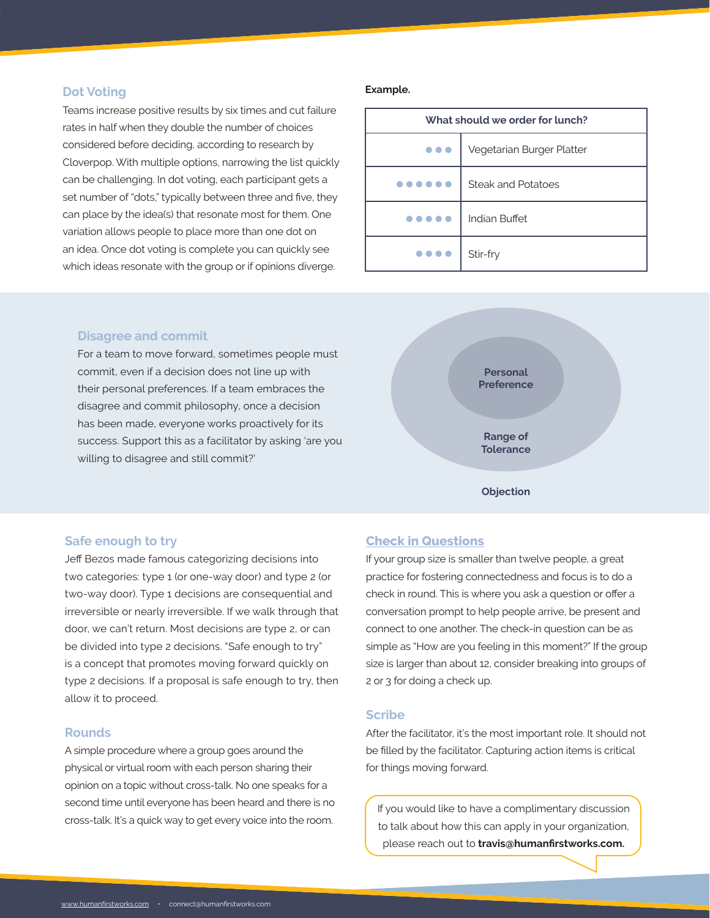## Dot Voting

Teams increase positive results by six times and cut failure rates in half when they double the number of choices considered before deciding, according to research by Cloverpop. With multiple options, narrowing the list quickly can be challenging. In dot voting, each participant gets a set number of "dots," typically between three and five, they can place by the idea(s) that resonate most for them. One variation allows people to place more than one dot on an idea. Once dot voting is complete you can quickly see which ideas resonate with the group or if opinions diverge.

**Example.**

| What should we order for lunch? | |
|---|---|
| ● ● ● | Vegetarian Burger Platter |
| ● ● ● ● ● ● | Steak and Potatoes |
| ● ● ● ● ● | Indian Buffet |
| ● ● ● ● | Stir-fry |

## Disagree and commit

For a team to move forward, sometimes people must commit, even if a decision does not line up with their personal preferences. If a team embraces the disagree and commit philosophy, once a decision has been made, everyone works proactively for its success. Support this as a facilitator by asking 'are you willing to disagree and still commit?'

Personal Preference

Range of Tolerance

Objection

## Safe enough to try

Jeff Bezos made famous categorizing decisions into two categories: type 1 (or one-way door) and type 2 (or two-way door). Type 1 decisions are consequential and irreversible or nearly irreversible. If we walk through that door, we can't return. Most decisions are type 2, or can be divided into type 2 decisions. "Safe enough to try" is a concept that promotes moving forward quickly on type 2 decisions. If a proposal is safe enough to try, then allow it to proceed.

## Rounds

A simple procedure where a group goes around the physical or virtual room with each person sharing their opinion on a topic without cross-talk. No one speaks for a second time until everyone has been heard and there is no cross-talk. It's a quick way to get every voice into the room.

## Check in Questions

If your group size is smaller than twelve people, a great practice for fostering connectedness and focus is to do a check in round. This is where you ask a question or offer a conversation prompt to help people arrive, be present and connect to one another. The check-in question can be as simple as "How are you feeling in this moment?" If the group size is larger than about 12, consider breaking into groups of 2 or 3 for doing a check up.

## Scribe

After the facilitator, it's the most important role. It should not be filled by the facilitator. Capturing action items is critical for things moving forward.

If you would like to have a complimentary discussion to talk about how this can apply in your organization, please reach out to **travis@humanfirstworks.com.**

www.humanfirstworks.com • connect@humanfirstworks.com